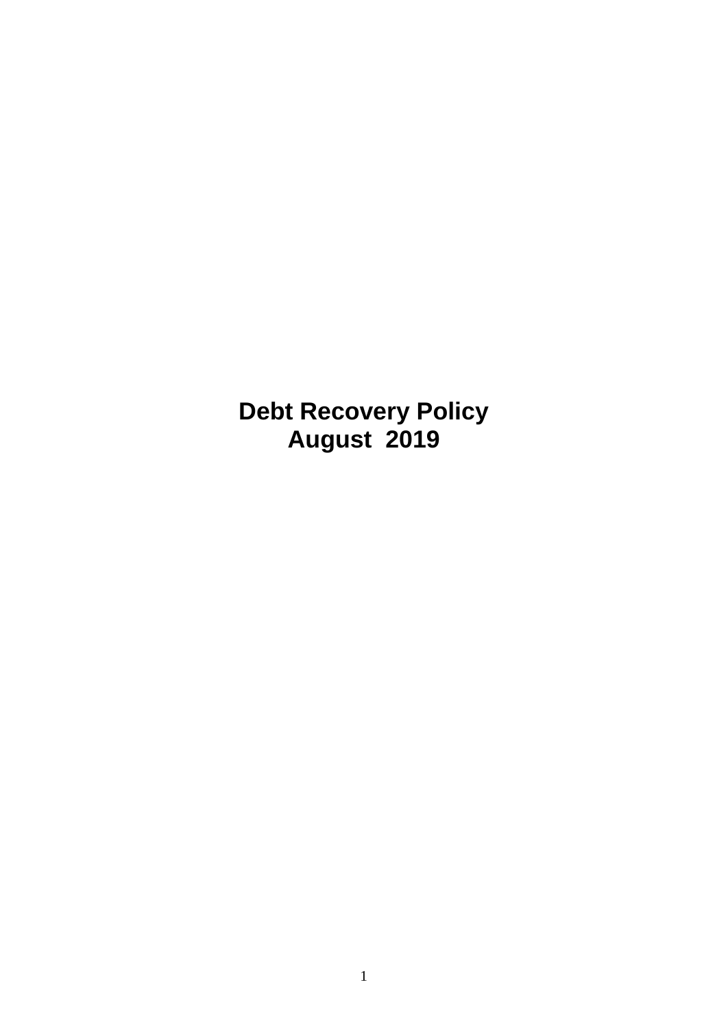# Debt Recovery Policy
# August 2019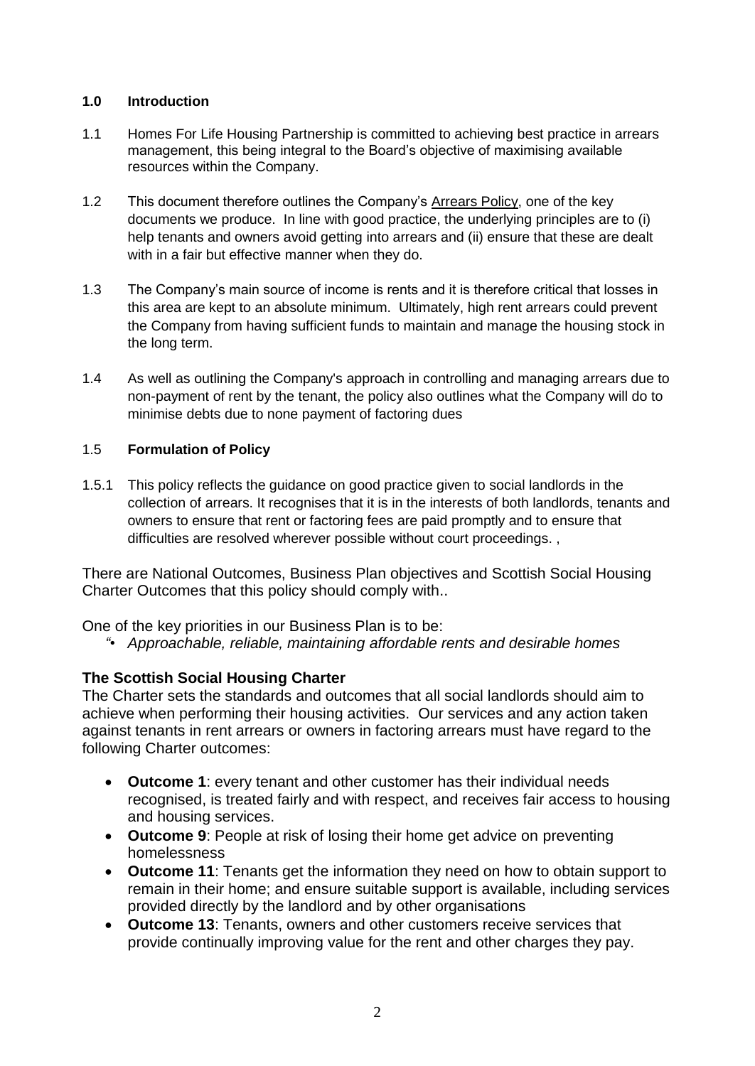## 1.0 Introduction

1.1 Homes For Life Housing Partnership is committed to achieving best practice in arrears management, this being integral to the Board's objective of maximising available resources within the Company.

1.2 This document therefore outlines the Company's Arrears Policy, one of the key documents we produce. In line with good practice, the underlying principles are to (i) help tenants and owners avoid getting into arrears and (ii) ensure that these are dealt with in a fair but effective manner when they do.

1.3 The Company's main source of income is rents and it is therefore critical that losses in this area are kept to an absolute minimum. Ultimately, high rent arrears could prevent the Company from having sufficient funds to maintain and manage the housing stock in the long term.

1.4 As well as outlining the Company's approach in controlling and managing arrears due to non-payment of rent by the tenant, the policy also outlines what the Company will do to minimise debts due to none payment of factoring dues

### 1.5 Formulation of Policy

1.5.1 This policy reflects the guidance on good practice given to social landlords in the collection of arrears. It recognises that it is in the interests of both landlords, tenants and owners to ensure that rent or factoring fees are paid promptly and to ensure that difficulties are resolved wherever possible without court proceedings. ,

There are National Outcomes, Business Plan objectives and Scottish Social Housing Charter Outcomes that this policy should comply with..

One of the key priorities in our Business Plan is to be:

*"• Approachable, reliable, maintaining affordable rents and desirable homes*

### The Scottish Social Housing Charter

The Charter sets the standards and outcomes that all social landlords should aim to achieve when performing their housing activities. Our services and any action taken against tenants in rent arrears or owners in factoring arrears must have regard to the following Charter outcomes:

- **Outcome 1**: every tenant and other customer has their individual needs recognised, is treated fairly and with respect, and receives fair access to housing and housing services.
- **Outcome 9**: People at risk of losing their home get advice on preventing homelessness
- **Outcome 11**: Tenants get the information they need on how to obtain support to remain in their home; and ensure suitable support is available, including services provided directly by the landlord and by other organisations
- **Outcome 13**: Tenants, owners and other customers receive services that provide continually improving value for the rent and other charges they pay.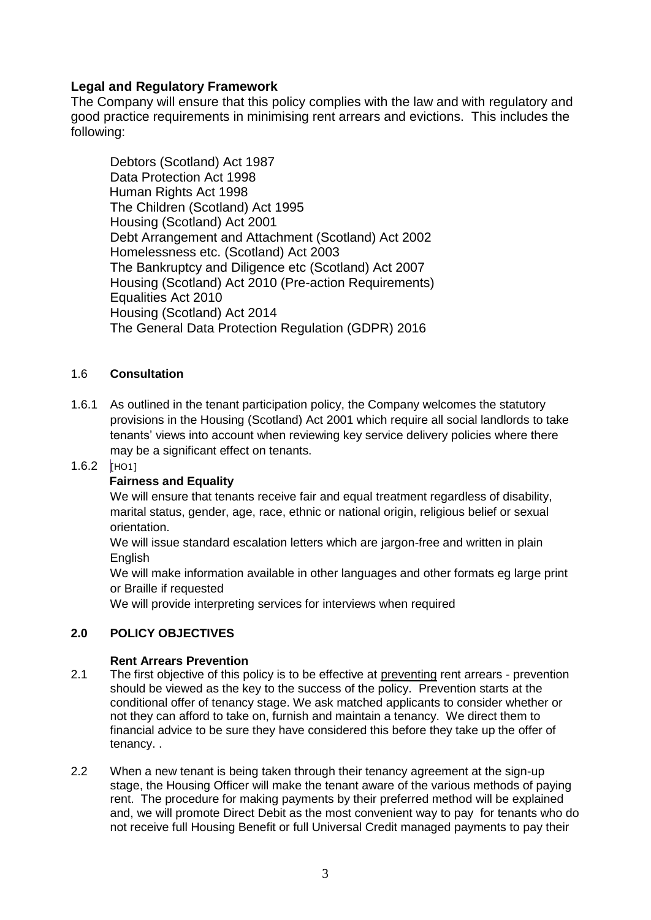## Legal and Regulatory Framework

The Company will ensure that this policy complies with the law and with regulatory and good practice requirements in minimising rent arrears and evictions. This includes the following:

- Debtors (Scotland) Act 1987
- Data Protection Act 1998
- Human Rights Act 1998
- The Children (Scotland) Act 1995
- Housing (Scotland) Act 2001
- Debt Arrangement and Attachment (Scotland) Act 2002
- Homelessness etc. (Scotland) Act 2003
- The Bankruptcy and Diligence etc (Scotland) Act 2007
- Housing (Scotland) Act 2010 (Pre-action Requirements)
- Equalities Act 2010
- Housing (Scotland) Act 2014
- The General Data Protection Regulation (GDPR) 2016

### 1.6 Consultation

1.6.1 As outlined in the tenant participation policy, the Company welcomes the statutory provisions in the Housing (Scotland) Act 2001 which require all social landlords to take tenants' views into account when reviewing key service delivery policies where there may be a significant effect on tenants.

1.6.2 [HO1]

**Fairness and Equality**

We will ensure that tenants receive fair and equal treatment regardless of disability, marital status, gender, age, race, ethnic or national origin, religious belief or sexual orientation.

We will issue standard escalation letters which are jargon-free and written in plain English

We will make information available in other languages and other formats eg large print or Braille if requested

We will provide interpreting services for interviews when required

## 2.0 POLICY OBJECTIVES

**Rent Arrears Prevention**

2.1 The first objective of this policy is to be effective at preventing rent arrears - prevention should be viewed as the key to the success of the policy. Prevention starts at the conditional offer of tenancy stage. We ask matched applicants to consider whether or not they can afford to take on, furnish and maintain a tenancy. We direct them to financial advice to be sure they have considered this before they take up the offer of tenancy. .

2.2 When a new tenant is being taken through their tenancy agreement at the sign-up stage, the Housing Officer will make the tenant aware of the various methods of paying rent. The procedure for making payments by their preferred method will be explained and, we will promote Direct Debit as the most convenient way to pay for tenants who do not receive full Housing Benefit or full Universal Credit managed payments to pay their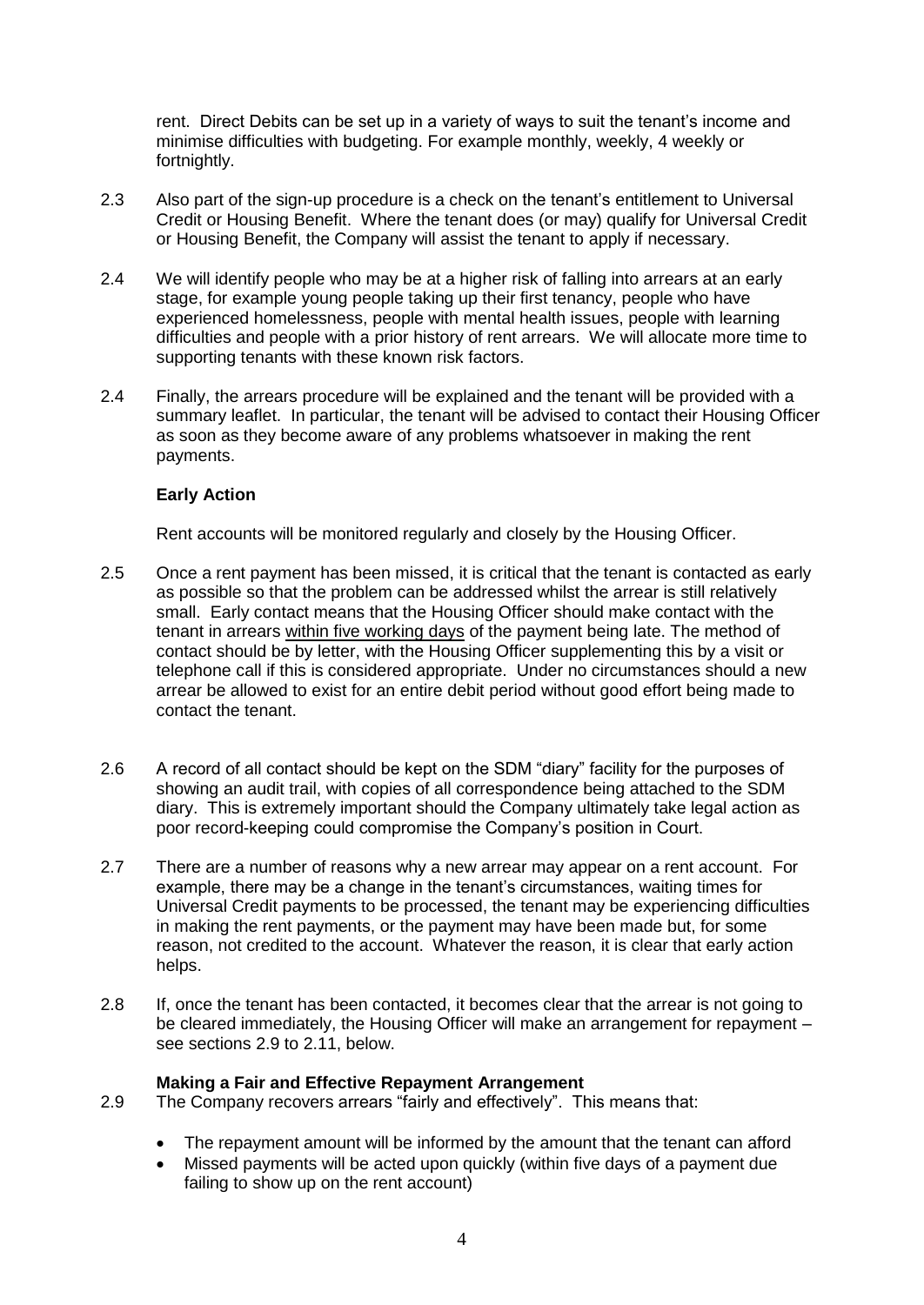rent. Direct Debits can be set up in a variety of ways to suit the tenant's income and minimise difficulties with budgeting. For example monthly, weekly, 4 weekly or fortnightly.

2.3 Also part of the sign-up procedure is a check on the tenant's entitlement to Universal Credit or Housing Benefit. Where the tenant does (or may) qualify for Universal Credit or Housing Benefit, the Company will assist the tenant to apply if necessary.

2.4 We will identify people who may be at a higher risk of falling into arrears at an early stage, for example young people taking up their first tenancy, people who have experienced homelessness, people with mental health issues, people with learning difficulties and people with a prior history of rent arrears. We will allocate more time to supporting tenants with these known risk factors.

2.4 Finally, the arrears procedure will be explained and the tenant will be provided with a summary leaflet. In particular, the tenant will be advised to contact their Housing Officer as soon as they become aware of any problems whatsoever in making the rent payments.

**Early Action**

Rent accounts will be monitored regularly and closely by the Housing Officer.

2.5 Once a rent payment has been missed, it is critical that the tenant is contacted as early as possible so that the problem can be addressed whilst the arrear is still relatively small. Early contact means that the Housing Officer should make contact with the tenant in arrears <u>within five working days</u> of the payment being late. The method of contact should be by letter, with the Housing Officer supplementing this by a visit or telephone call if this is considered appropriate. Under no circumstances should a new arrear be allowed to exist for an entire debit period without good effort being made to contact the tenant.

2.6 A record of all contact should be kept on the SDM "diary" facility for the purposes of showing an audit trail, with copies of all correspondence being attached to the SDM diary. This is extremely important should the Company ultimately take legal action as poor record-keeping could compromise the Company's position in Court.

2.7 There are a number of reasons why a new arrear may appear on a rent account. For example, there may be a change in the tenant's circumstances, waiting times for Universal Credit payments to be processed, the tenant may be experiencing difficulties in making the rent payments, or the payment may have been made but, for some reason, not credited to the account. Whatever the reason, it is clear that early action helps.

2.8 If, once the tenant has been contacted, it becomes clear that the arrear is not going to be cleared immediately, the Housing Officer will make an arrangement for repayment – see sections 2.9 to 2.11, below.

**Making a Fair and Effective Repayment Arrangement**

2.9 The Company recovers arrears "fairly and effectively". This means that:

- The repayment amount will be informed by the amount that the tenant can afford
- Missed payments will be acted upon quickly (within five days of a payment due failing to show up on the rent account)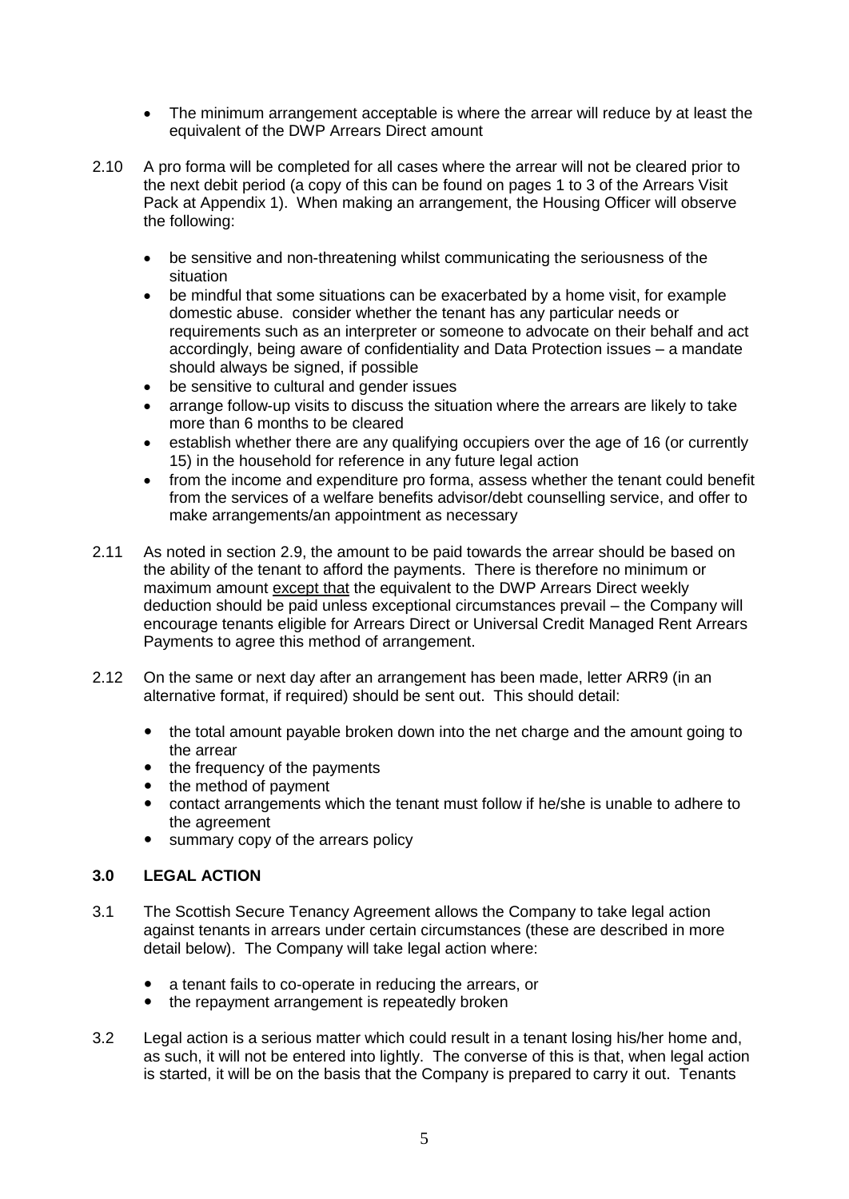- The minimum arrangement acceptable is where the arrear will reduce by at least the equivalent of the DWP Arrears Direct amount

2.10 A pro forma will be completed for all cases where the arrear will not be cleared prior to the next debit period (a copy of this can be found on pages 1 to 3 of the Arrears Visit Pack at Appendix 1). When making an arrangement, the Housing Officer will observe the following:

- be sensitive and non-threatening whilst communicating the seriousness of the situation
- be mindful that some situations can be exacerbated by a home visit, for example domestic abuse. consider whether the tenant has any particular needs or requirements such as an interpreter or someone to advocate on their behalf and act accordingly, being aware of confidentiality and Data Protection issues – a mandate should always be signed, if possible
- be sensitive to cultural and gender issues
- arrange follow-up visits to discuss the situation where the arrears are likely to take more than 6 months to be cleared
- establish whether there are any qualifying occupiers over the age of 16 (or currently 15) in the household for reference in any future legal action
- from the income and expenditure pro forma, assess whether the tenant could benefit from the services of a welfare benefits advisor/debt counselling service, and offer to make arrangements/an appointment as necessary

2.11 As noted in section 2.9, the amount to be paid towards the arrear should be based on the ability of the tenant to afford the payments. There is therefore no minimum or maximum amount <u>except that</u> the equivalent to the DWP Arrears Direct weekly deduction should be paid unless exceptional circumstances prevail – the Company will encourage tenants eligible for Arrears Direct or Universal Credit Managed Rent Arrears Payments to agree this method of arrangement.

2.12 On the same or next day after an arrangement has been made, letter ARR9 (in an alternative format, if required) should be sent out. This should detail:

- the total amount payable broken down into the net charge and the amount going to the arrear
- the frequency of the payments
- the method of payment
- contact arrangements which the tenant must follow if he/she is unable to adhere to the agreement
- summary copy of the arrears policy

## 3.0 LEGAL ACTION

3.1 The Scottish Secure Tenancy Agreement allows the Company to take legal action against tenants in arrears under certain circumstances (these are described in more detail below). The Company will take legal action where:

- a tenant fails to co-operate in reducing the arrears, or
- the repayment arrangement is repeatedly broken

3.2 Legal action is a serious matter which could result in a tenant losing his/her home and, as such, it will not be entered into lightly. The converse of this is that, when legal action is started, it will be on the basis that the Company is prepared to carry it out. Tenants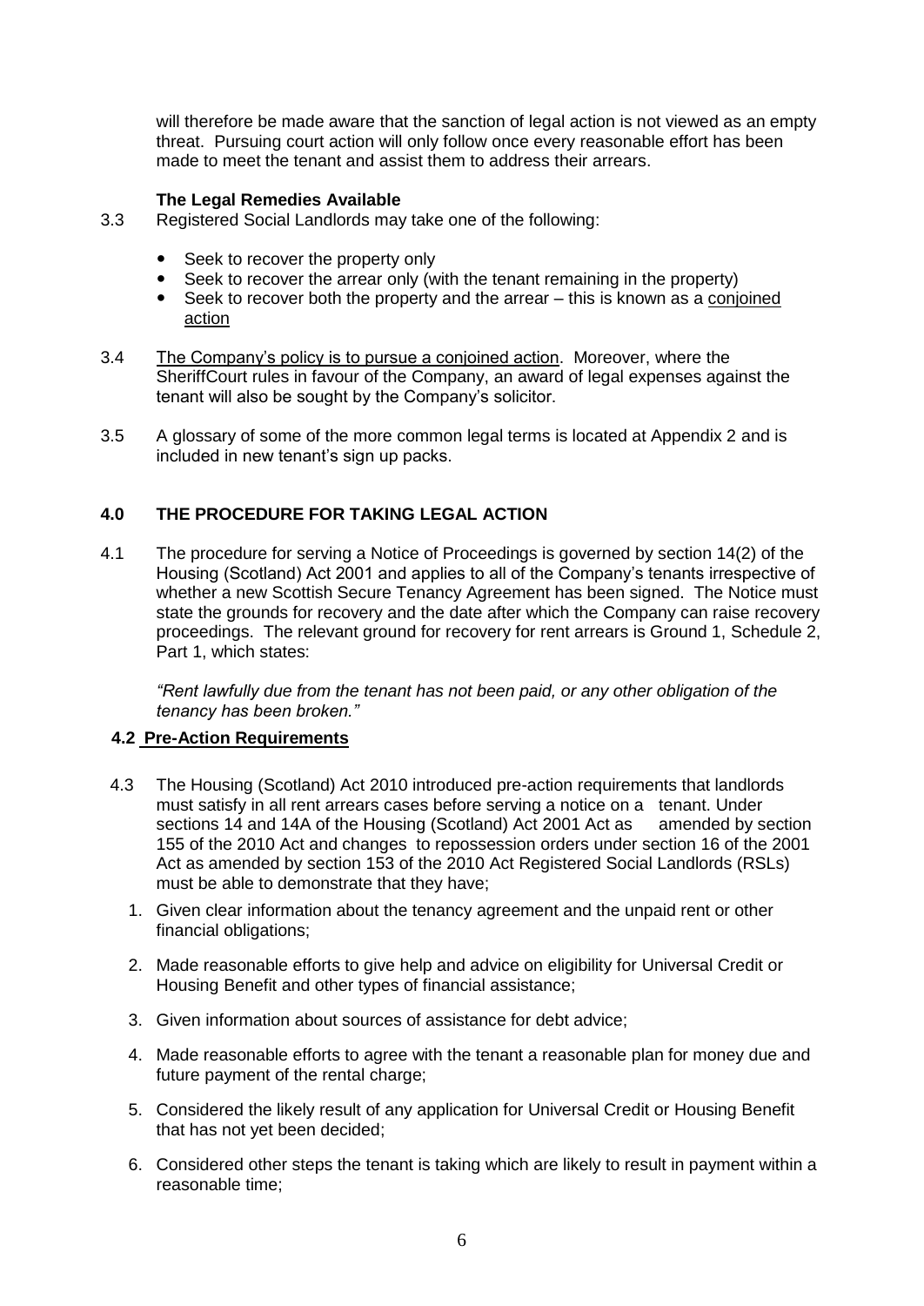will therefore be made aware that the sanction of legal action is not viewed as an empty threat. Pursuing court action will only follow once every reasonable effort has been made to meet the tenant and assist them to address their arrears.

**The Legal Remedies Available**

3.3 Registered Social Landlords may take one of the following:

- Seek to recover the property only
- Seek to recover the arrear only (with the tenant remaining in the property)
- Seek to recover both the property and the arrear – this is known as a <u>conjoined action</u>

3.4 <u>The Company's policy is to pursue a conjoined action</u>. Moreover, where the SheriffCourt rules in favour of the Company, an award of legal expenses against the tenant will also be sought by the Company's solicitor.

3.5 A glossary of some of the more common legal terms is located at Appendix 2 and is included in new tenant's sign up packs.

## 4.0 THE PROCEDURE FOR TAKING LEGAL ACTION

4.1 The procedure for serving a Notice of Proceedings is governed by section 14(2) of the Housing (Scotland) Act 2001 and applies to all of the Company's tenants irrespective of whether a new Scottish Secure Tenancy Agreement has been signed. The Notice must state the grounds for recovery and the date after which the Company can raise recovery proceedings. The relevant ground for recovery for rent arrears is Ground 1, Schedule 2, Part 1, which states:

*"Rent lawfully due from the tenant has not been paid, or any other obligation of the tenancy has been broken."*

### 4.2 <u>Pre-Action Requirements</u>

4.3 The Housing (Scotland) Act 2010 introduced pre-action requirements that landlords must satisfy in all rent arrears cases before serving a notice on a tenant. Under sections 14 and 14A of the Housing (Scotland) Act 2001 Act as amended by section 155 of the 2010 Act and changes to repossession orders under section 16 of the 2001 Act as amended by section 153 of the 2010 Act Registered Social Landlords (RSLs) must be able to demonstrate that they have;

1. Given clear information about the tenancy agreement and the unpaid rent or other financial obligations;
2. Made reasonable efforts to give help and advice on eligibility for Universal Credit or Housing Benefit and other types of financial assistance;
3. Given information about sources of assistance for debt advice;
4. Made reasonable efforts to agree with the tenant a reasonable plan for money due and future payment of the rental charge;
5. Considered the likely result of any application for Universal Credit or Housing Benefit that has not yet been decided;
6. Considered other steps the tenant is taking which are likely to result in payment within a reasonable time;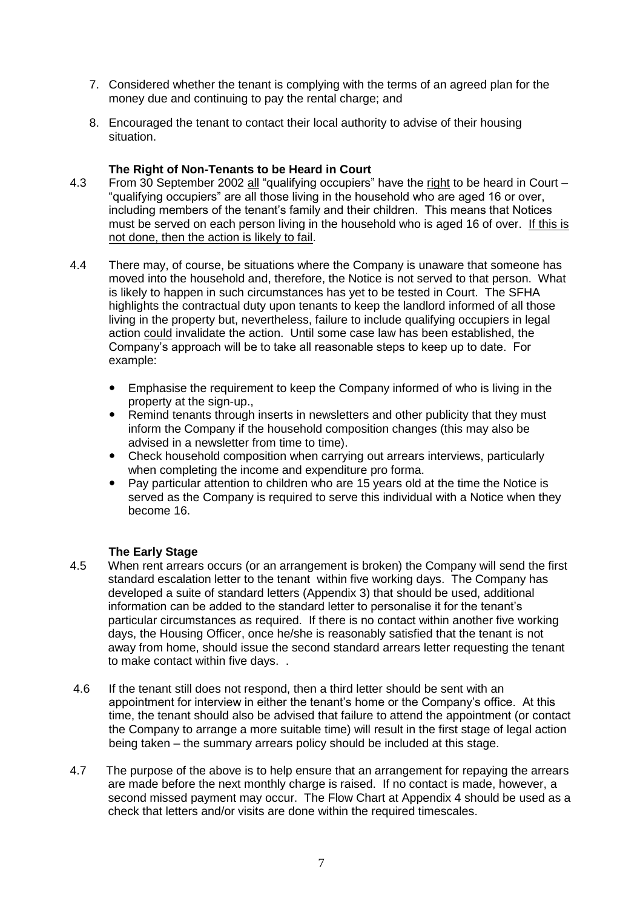7. Considered whether the tenant is complying with the terms of an agreed plan for the money due and continuing to pay the rental charge; and

8. Encouraged the tenant to contact their local authority to advise of their housing situation.

### The Right of Non-Tenants to be Heard in Court

4.3 From 30 September 2002 <u>all</u> "qualifying occupiers" have the <u>right</u> to be heard in Court – "qualifying occupiers" are all those living in the household who are aged 16 or over, including members of the tenant's family and their children. This means that Notices must be served on each person living in the household who is aged 16 of over. <u>If this is not done, then the action is likely to fail</u>.

4.4 There may, of course, be situations where the Company is unaware that someone has moved into the household and, therefore, the Notice is not served to that person. What is likely to happen in such circumstances has yet to be tested in Court. The SFHA highlights the contractual duty upon tenants to keep the landlord informed of all those living in the property but, nevertheless, failure to include qualifying occupiers in legal action <u>could</u> invalidate the action. Until some case law has been established, the Company's approach will be to take all reasonable steps to keep up to date. For example:

- Emphasise the requirement to keep the Company informed of who is living in the property at the sign-up.,
- Remind tenants through inserts in newsletters and other publicity that they must inform the Company if the household composition changes (this may also be advised in a newsletter from time to time).
- Check household composition when carrying out arrears interviews, particularly when completing the income and expenditure pro forma.
- Pay particular attention to children who are 15 years old at the time the Notice is served as the Company is required to serve this individual with a Notice when they become 16.

### The Early Stage

4.5 When rent arrears occurs (or an arrangement is broken) the Company will send the first standard escalation letter to the tenant within five working days. The Company has developed a suite of standard letters (Appendix 3) that should be used, additional information can be added to the standard letter to personalise it for the tenant's particular circumstances as required. If there is no contact within another five working days, the Housing Officer, once he/she is reasonably satisfied that the tenant is not away from home, should issue the second standard arrears letter requesting the tenant to make contact within five days. .

4.6 If the tenant still does not respond, then a third letter should be sent with an appointment for interview in either the tenant's home or the Company's office. At this time, the tenant should also be advised that failure to attend the appointment (or contact the Company to arrange a more suitable time) will result in the first stage of legal action being taken – the summary arrears policy should be included at this stage.

4.7 The purpose of the above is to help ensure that an arrangement for repaying the arrears are made before the next monthly charge is raised. If no contact is made, however, a second missed payment may occur. The Flow Chart at Appendix 4 should be used as a check that letters and/or visits are done within the required timescales.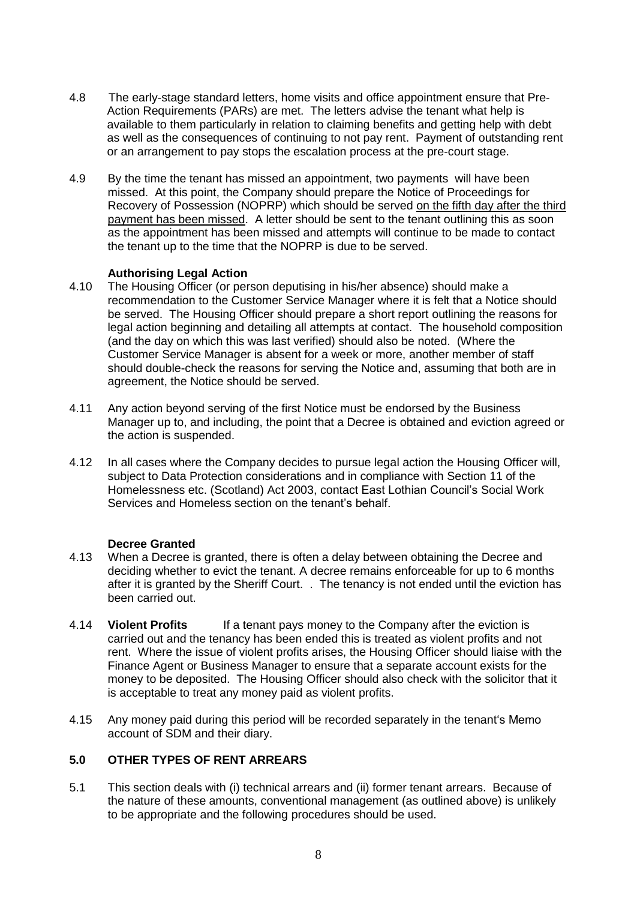4.8 The early-stage standard letters, home visits and office appointment ensure that Pre-Action Requirements (PARs) are met. The letters advise the tenant what help is available to them particularly in relation to claiming benefits and getting help with debt as well as the consequences of continuing to not pay rent. Payment of outstanding rent or an arrangement to pay stops the escalation process at the pre-court stage.

4.9 By the time the tenant has missed an appointment, two payments will have been missed. At this point, the Company should prepare the Notice of Proceedings for Recovery of Possession (NOPRP) which should be served <u>on the fifth day after the third payment has been missed</u>. A letter should be sent to the tenant outlining this as soon as the appointment has been missed and attempts will continue to be made to contact the tenant up to the time that the NOPRP is due to be served.

**Authorising Legal Action**

4.10 The Housing Officer (or person deputising in his/her absence) should make a recommendation to the Customer Service Manager where it is felt that a Notice should be served. The Housing Officer should prepare a short report outlining the reasons for legal action beginning and detailing all attempts at contact. The household composition (and the day on which this was last verified) should also be noted. (Where the Customer Service Manager is absent for a week or more, another member of staff should double-check the reasons for serving the Notice and, assuming that both are in agreement, the Notice should be served.

4.11 Any action beyond serving of the first Notice must be endorsed by the Business Manager up to, and including, the point that a Decree is obtained and eviction agreed or the action is suspended.

4.12 In all cases where the Company decides to pursue legal action the Housing Officer will, subject to Data Protection considerations and in compliance with Section 11 of the Homelessness etc. (Scotland) Act 2003, contact East Lothian Council's Social Work Services and Homeless section on the tenant's behalf.

**Decree Granted**

4.13 When a Decree is granted, there is often a delay between obtaining the Decree and deciding whether to evict the tenant. A decree remains enforceable for up to 6 months after it is granted by the Sheriff Court. . The tenancy is not ended until the eviction has been carried out.

4.14 **Violent Profits** If a tenant pays money to the Company after the eviction is carried out and the tenancy has been ended this is treated as violent profits and not rent. Where the issue of violent profits arises, the Housing Officer should liaise with the Finance Agent or Business Manager to ensure that a separate account exists for the money to be deposited. The Housing Officer should also check with the solicitor that it is acceptable to treat any money paid as violent profits.

4.15 Any money paid during this period will be recorded separately in the tenant's Memo account of SDM and their diary.

## 5.0 OTHER TYPES OF RENT ARREARS

5.1 This section deals with (i) technical arrears and (ii) former tenant arrears. Because of the nature of these amounts, conventional management (as outlined above) is unlikely to be appropriate and the following procedures should be used.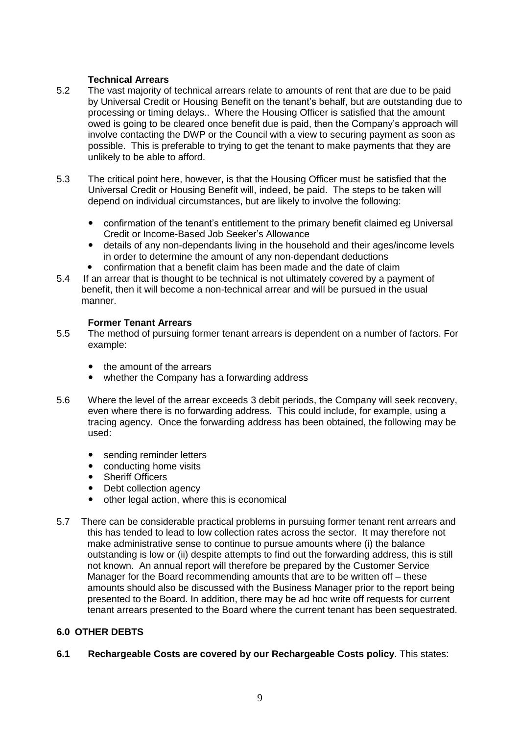**Technical Arrears**

5.2 The vast majority of technical arrears relate to amounts of rent that are due to be paid by Universal Credit or Housing Benefit on the tenant's behalf, but are outstanding due to processing or timing delays.. Where the Housing Officer is satisfied that the amount owed is going to be cleared once benefit due is paid, then the Company's approach will involve contacting the DWP or the Council with a view to securing payment as soon as possible. This is preferable to trying to get the tenant to make payments that they are unlikely to be able to afford.

5.3 The critical point here, however, is that the Housing Officer must be satisfied that the Universal Credit or Housing Benefit will, indeed, be paid. The steps to be taken will depend on individual circumstances, but are likely to involve the following:

- confirmation of the tenant's entitlement to the primary benefit claimed eg Universal Credit or Income-Based Job Seeker's Allowance
- details of any non-dependants living in the household and their ages/income levels in order to determine the amount of any non-dependant deductions
- confirmation that a benefit claim has been made and the date of claim

5.4 If an arrear that is thought to be technical is not ultimately covered by a payment of benefit, then it will become a non-technical arrear and will be pursued in the usual manner.

**Former Tenant Arrears**

5.5 The method of pursuing former tenant arrears is dependent on a number of factors. For example:

- the amount of the arrears
- whether the Company has a forwarding address

5.6 Where the level of the arrear exceeds 3 debit periods, the Company will seek recovery, even where there is no forwarding address. This could include, for example, using a tracing agency. Once the forwarding address has been obtained, the following may be used:

- sending reminder letters
- conducting home visits
- Sheriff Officers
- Debt collection agency
- other legal action, where this is economical

5.7 There can be considerable practical problems in pursuing former tenant rent arrears and this has tended to lead to low collection rates across the sector. It may therefore not make administrative sense to continue to pursue amounts where (i) the balance outstanding is low or (ii) despite attempts to find out the forwarding address, this is still not known. An annual report will therefore be prepared by the Customer Service Manager for the Board recommending amounts that are to be written off – these amounts should also be discussed with the Business Manager prior to the report being presented to the Board. In addition, there may be ad hoc write off requests for current tenant arrears presented to the Board where the current tenant has been sequestrated.

## 6.0 OTHER DEBTS

**6.1 Rechargeable Costs are covered by our Rechargeable Costs policy**. This states: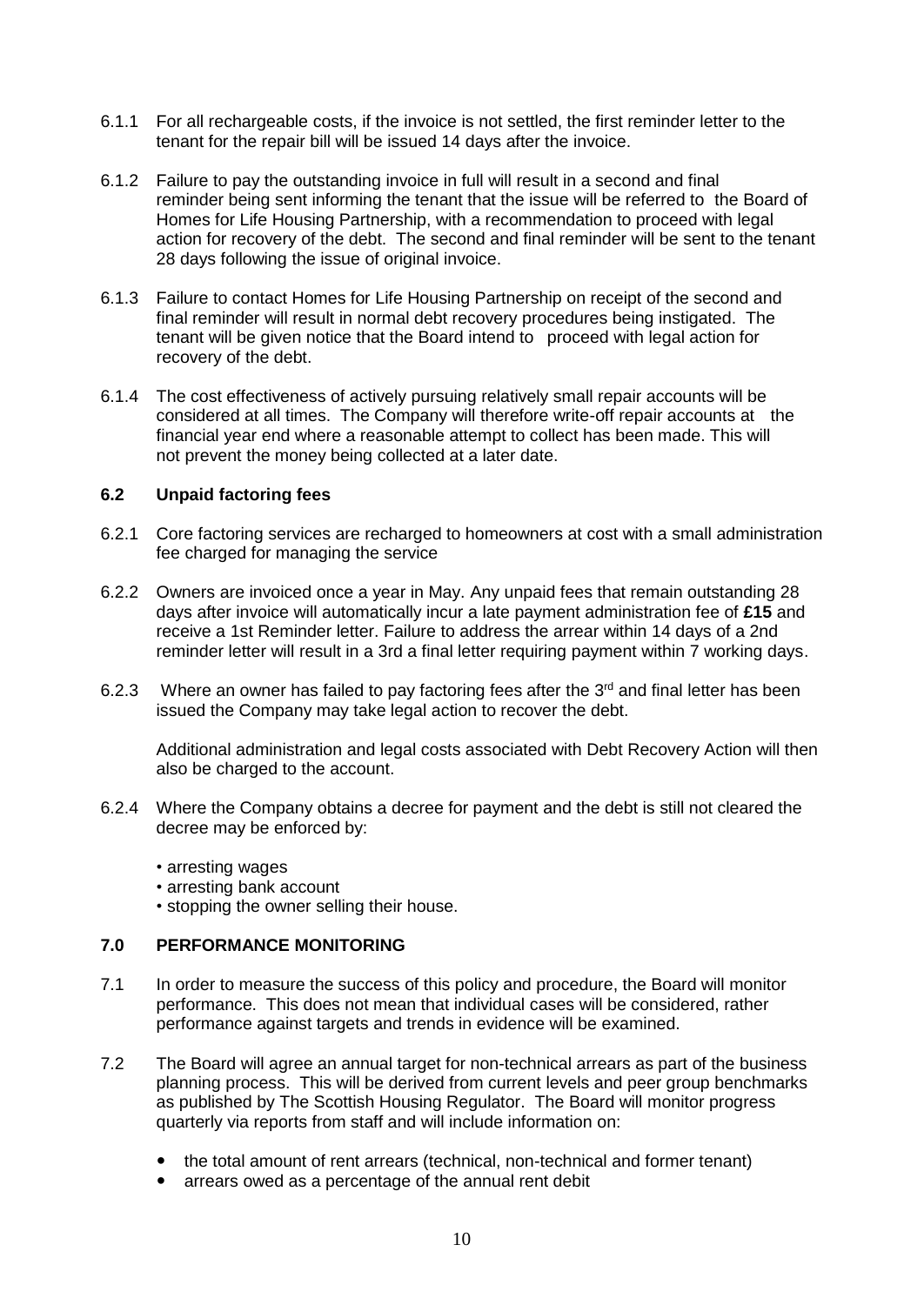6.1.1 For all rechargeable costs, if the invoice is not settled, the first reminder letter to the tenant for the repair bill will be issued 14 days after the invoice.

6.1.2 Failure to pay the outstanding invoice in full will result in a second and final reminder being sent informing the tenant that the issue will be referred to the Board of Homes for Life Housing Partnership, with a recommendation to proceed with legal action for recovery of the debt. The second and final reminder will be sent to the tenant 28 days following the issue of original invoice.

6.1.3 Failure to contact Homes for Life Housing Partnership on receipt of the second and final reminder will result in normal debt recovery procedures being instigated. The tenant will be given notice that the Board intend to proceed with legal action for recovery of the debt.

6.1.4 The cost effectiveness of actively pursuing relatively small repair accounts will be considered at all times. The Company will therefore write-off repair accounts at the financial year end where a reasonable attempt to collect has been made. This will not prevent the money being collected at a later date.

### 6.2 Unpaid factoring fees

6.2.1 Core factoring services are recharged to homeowners at cost with a small administration fee charged for managing the service

6.2.2 Owners are invoiced once a year in May. Any unpaid fees that remain outstanding 28 days after invoice will automatically incur a late payment administration fee of **£15** and receive a 1st Reminder letter. Failure to address the arrear within 14 days of a 2nd reminder letter will result in a 3rd a final letter requiring payment within 7 working days.

6.2.3 Where an owner has failed to pay factoring fees after the 3rd and final letter has been issued the Company may take legal action to recover the debt.

Additional administration and legal costs associated with Debt Recovery Action will then also be charged to the account.

6.2.4 Where the Company obtains a decree for payment and the debt is still not cleared the decree may be enforced by:

- arresting wages
- arresting bank account
- stopping the owner selling their house.

## 7.0 PERFORMANCE MONITORING

7.1 In order to measure the success of this policy and procedure, the Board will monitor performance. This does not mean that individual cases will be considered, rather performance against targets and trends in evidence will be examined.

7.2 The Board will agree an annual target for non-technical arrears as part of the business planning process. This will be derived from current levels and peer group benchmarks as published by The Scottish Housing Regulator. The Board will monitor progress quarterly via reports from staff and will include information on:

- the total amount of rent arrears (technical, non-technical and former tenant)
- arrears owed as a percentage of the annual rent debit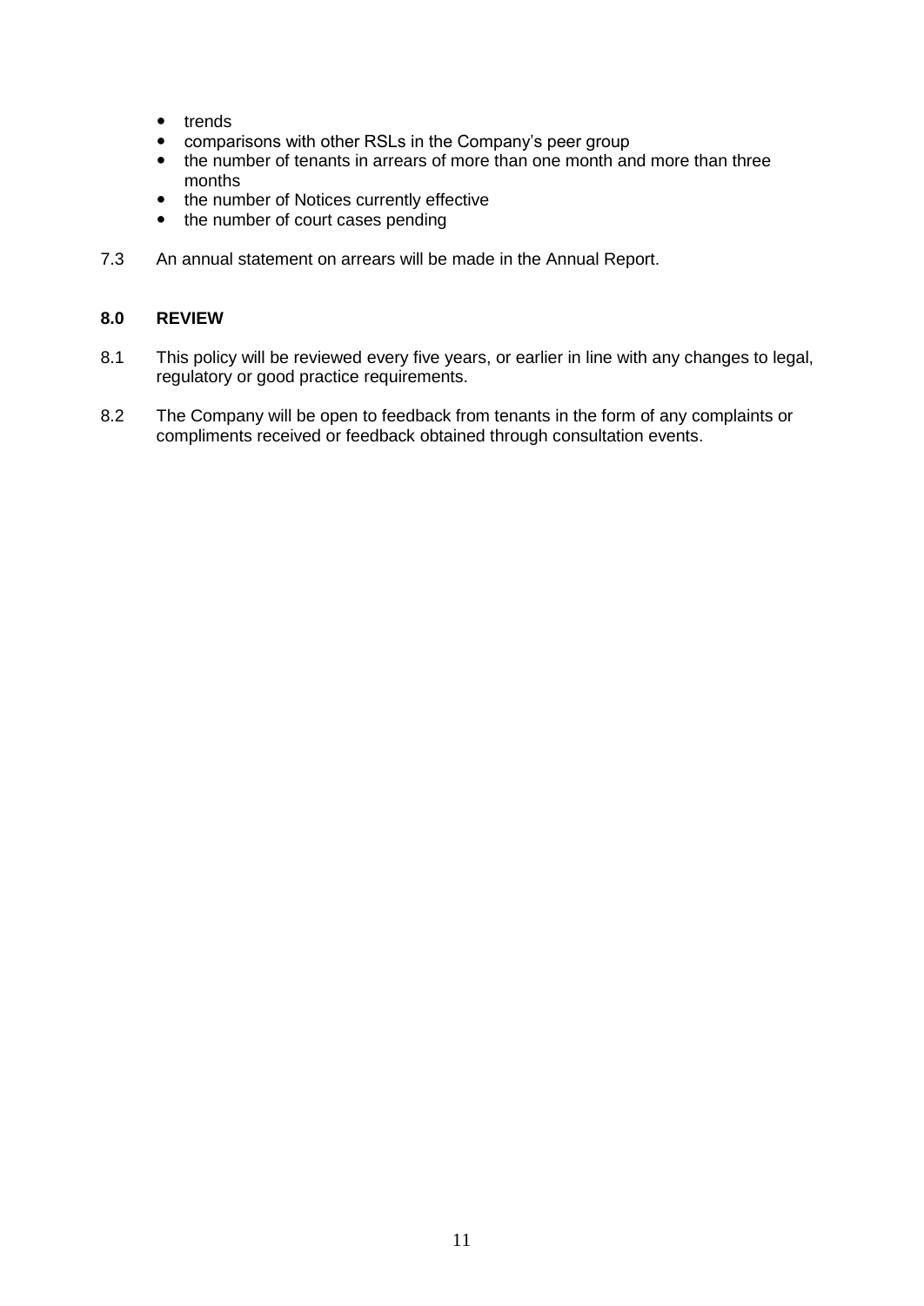- trends
- comparisons with other RSLs in the Company's peer group
- the number of tenants in arrears of more than one month and more than three months
- the number of Notices currently effective
- the number of court cases pending

7.3 An annual statement on arrears will be made in the Annual Report.

## 8.0 REVIEW

8.1 This policy will be reviewed every five years, or earlier in line with any changes to legal, regulatory or good practice requirements.

8.2 The Company will be open to feedback from tenants in the form of any complaints or compliments received or feedback obtained through consultation events.